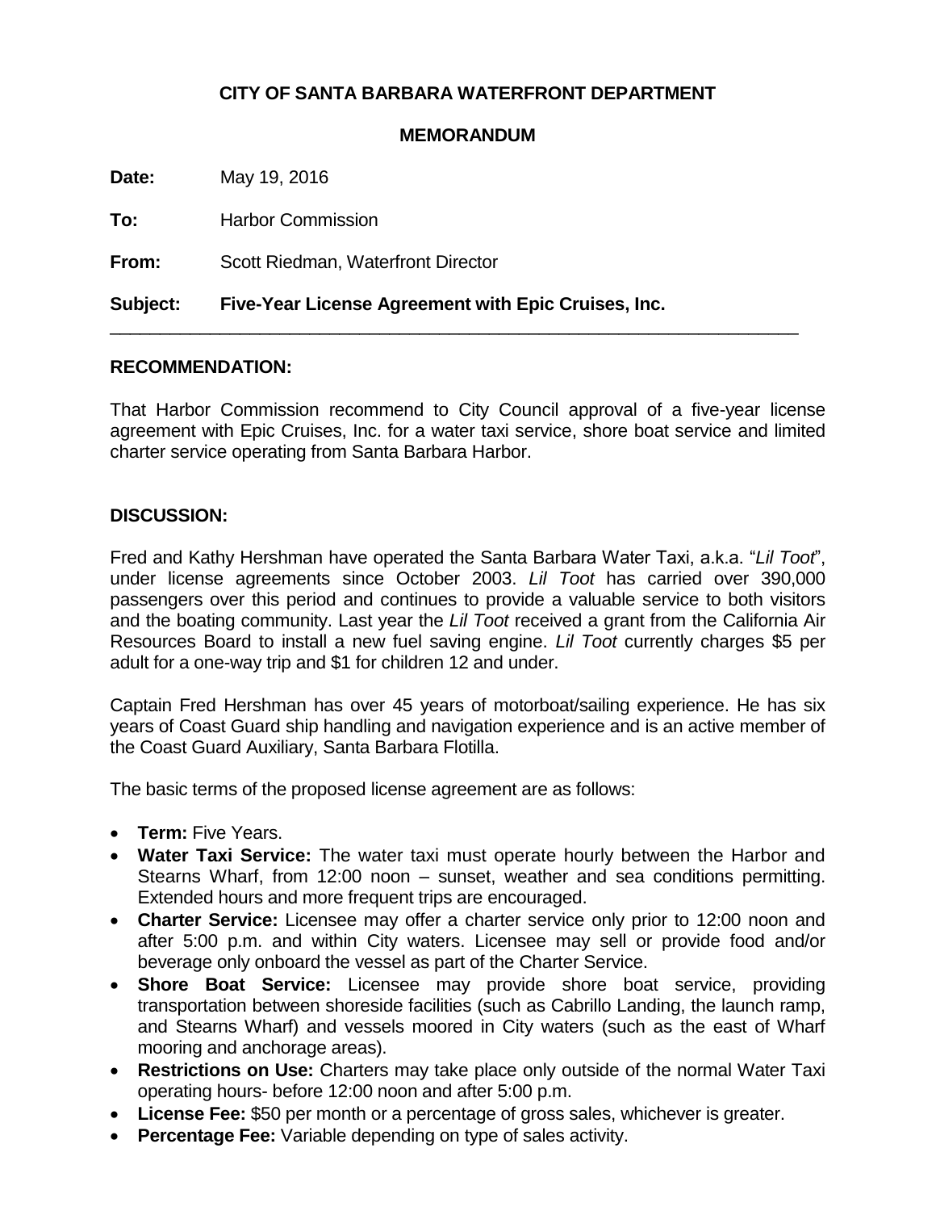**CITY OF SANTA BARBARA WATERFRONT DEPARTMENT**

**MEMORANDUM**

**Date:** May 19, 2016

**To:** Harbor Commission

**From:** Scott Riedman, Waterfront Director

**Subject: Five-Year License Agreement with Epic Cruises, Inc.**

---

## RECOMMENDATION:

That Harbor Commission recommend to City Council approval of a five-year license agreement with Epic Cruises, Inc. for a water taxi service, shore boat service and limited charter service operating from Santa Barbara Harbor.

## DISCUSSION:

Fred and Kathy Hershman have operated the Santa Barbara Water Taxi, a.k.a. "*Lil Toot*", under license agreements since October 2003. *Lil Toot* has carried over 390,000 passengers over this period and continues to provide a valuable service to both visitors and the boating community. Last year the *Lil Toot* received a grant from the California Air Resources Board to install a new fuel saving engine. *Lil Toot* currently charges $5 per adult for a one-way trip and $1 for children 12 and under.

Captain Fred Hershman has over 45 years of motorboat/sailing experience. He has six years of Coast Guard ship handling and navigation experience and is an active member of the Coast Guard Auxiliary, Santa Barbara Flotilla.

The basic terms of the proposed license agreement are as follows:

- **Term:** Five Years.
- **Water Taxi Service:** The water taxi must operate hourly between the Harbor and Stearns Wharf, from 12:00 noon – sunset, weather and sea conditions permitting. Extended hours and more frequent trips are encouraged.
- **Charter Service:** Licensee may offer a charter service only prior to 12:00 noon and after 5:00 p.m. and within City waters. Licensee may sell or provide food and/or beverage only onboard the vessel as part of the Charter Service.
- **Shore Boat Service:** Licensee may provide shore boat service, providing transportation between shoreside facilities (such as Cabrillo Landing, the launch ramp, and Stearns Wharf) and vessels moored in City waters (such as the east of Wharf mooring and anchorage areas).
- **Restrictions on Use:** Charters may take place only outside of the normal Water Taxi operating hours- before 12:00 noon and after 5:00 p.m.
- **License Fee:** $50 per month or a percentage of gross sales, whichever is greater.
- **Percentage Fee:** Variable depending on type of sales activity.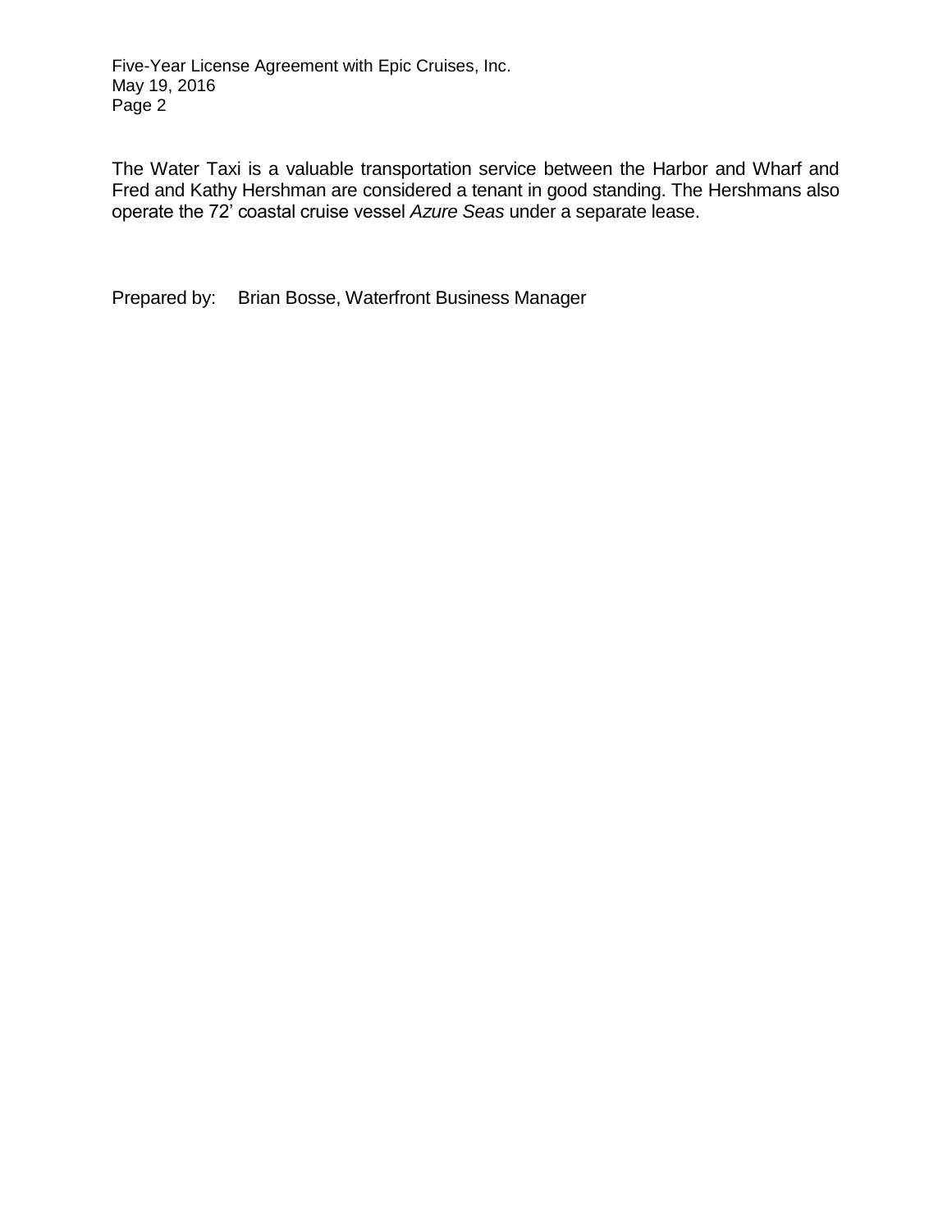The Water Taxi is a valuable transportation service between the Harbor and Wharf and Fred and Kathy Hershman are considered a tenant in good standing. The Hershmans also operate the 72’ coastal cruise vessel *Azure Seas* under a separate lease.

Prepared by: Brian Bosse, Waterfront Business Manager